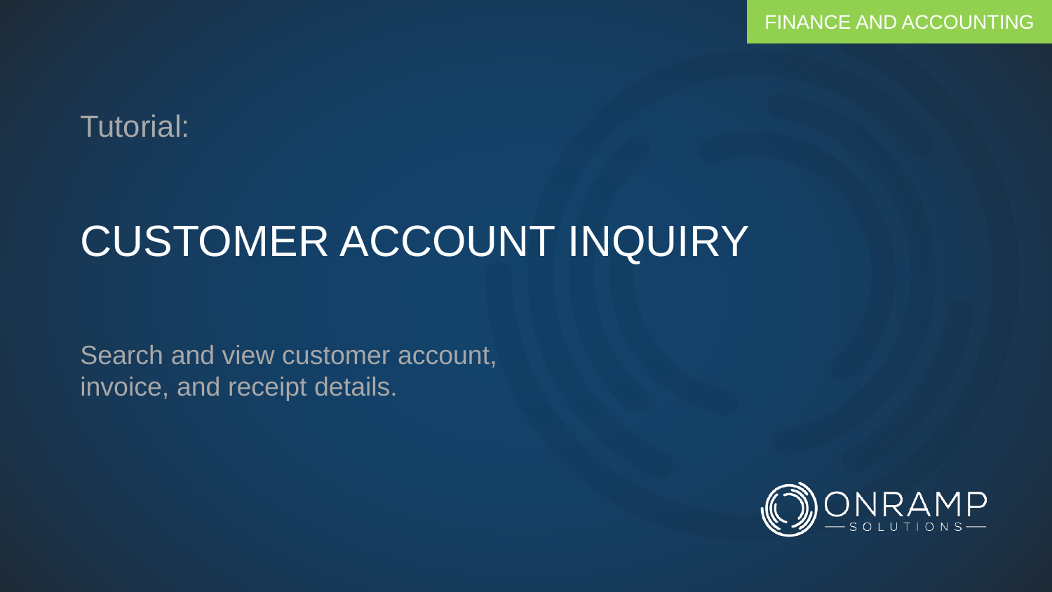FINANCE AND ACCOUNTING

Tutorial:

# CUSTOMER ACCOUNT INQUIRY

Search and view customer account, invoice, and receipt details.

ONRAMP SOLUTIONS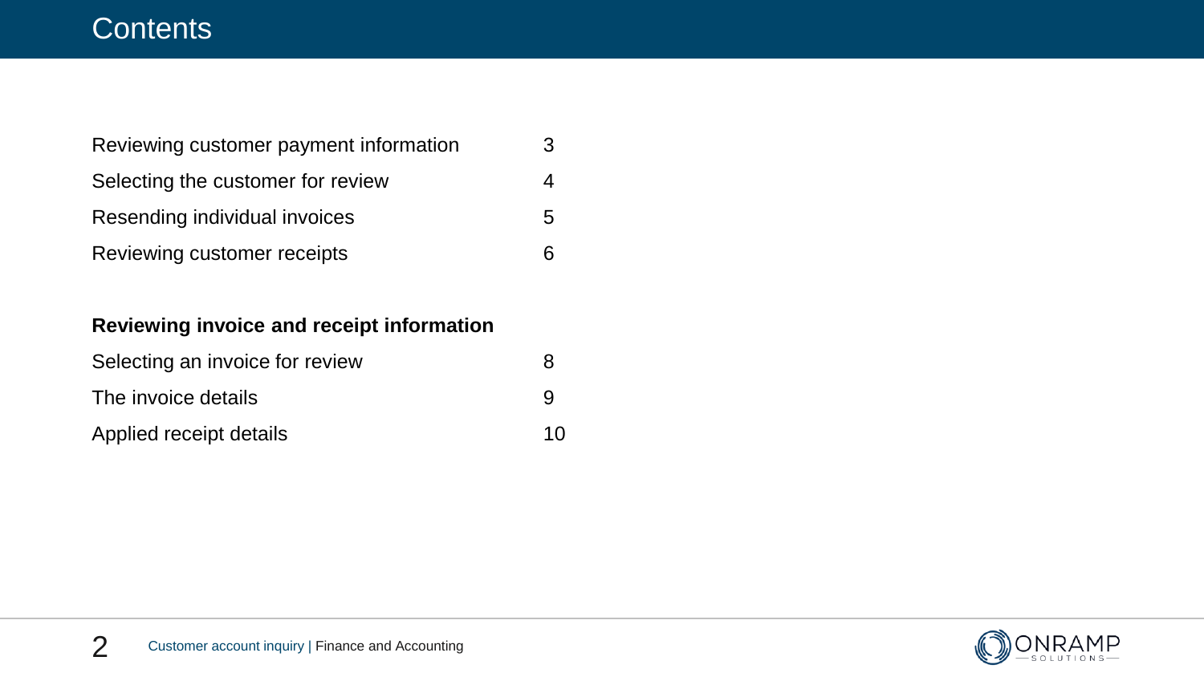# Contents

| | |
|---|---|
| Reviewing customer payment information | 3 |
| Selecting the customer for review | 4 |
| Resending individual invoices | 5 |
| Reviewing customer receipts | 6 |

**Reviewing invoice and receipt information**

| | |
|---|---|
| Selecting an invoice for review | 8 |
| The invoice details | 9 |
| Applied receipt details | 10 |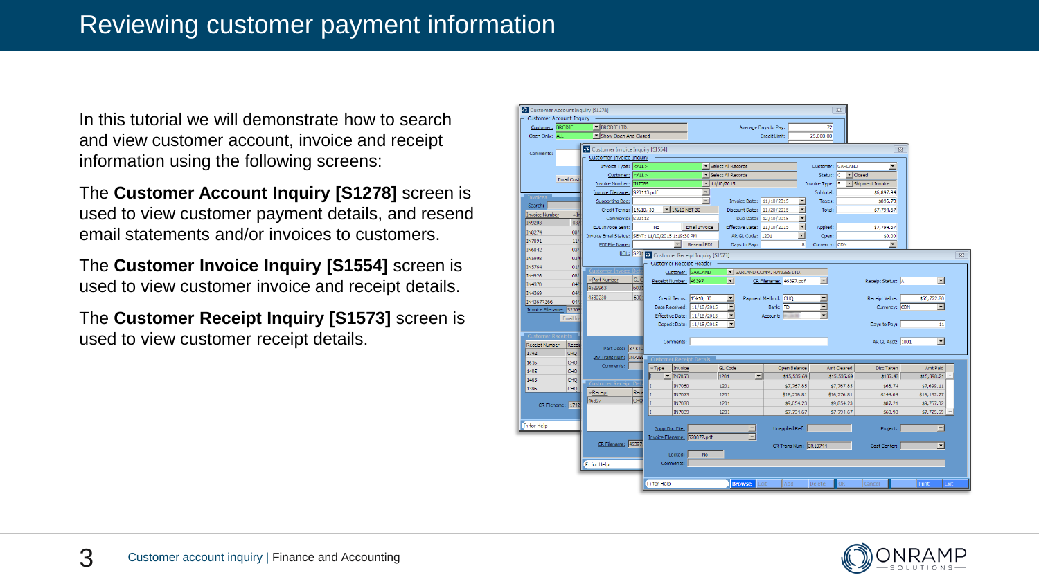# Reviewing customer payment information

In this tutorial we will demonstrate how to search and view customer account, invoice and receipt information using the following screens:

The **Customer Account Inquiry [S1278]** screen is used to view customer payment details, and resend email statements and/or invoices to customers.

The **Customer Invoice Inquiry [S1554]** screen is used to view customer invoice and receipt details.

The **Customer Receipt Inquiry [S1573]** screen is used to view customer receipt details.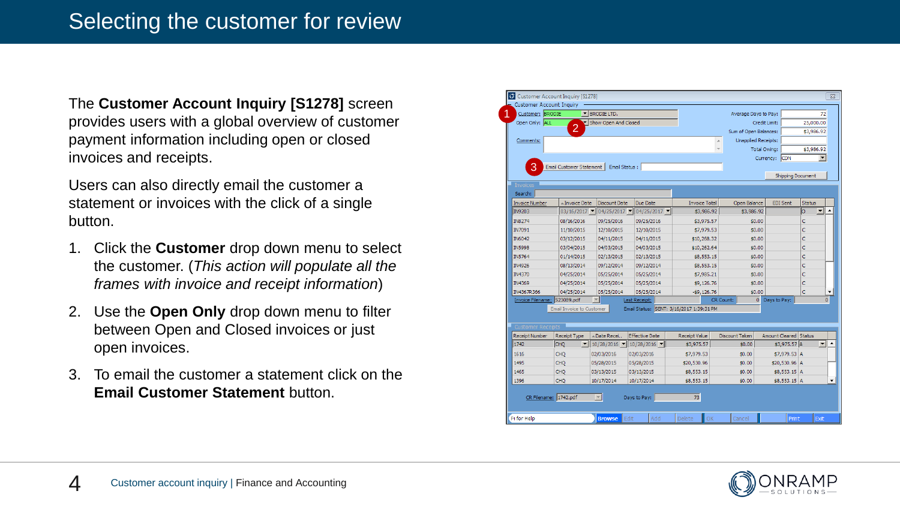# Selecting the customer for review

The **Customer Account Inquiry [S1278]** screen provides users with a global overview of customer payment information including open or closed invoices and receipts.

Users can also directly email the customer a statement or invoices with the click of a single button.

1. Click the **Customer** drop down menu to select the customer. (*This action will populate all the frames with invoice and receipt information*)
2. Use the **Open Only** drop down menu to filter between Open and Closed invoices or just open invoices.
3. To email the customer a statement click on the **Email Customer Statement** button.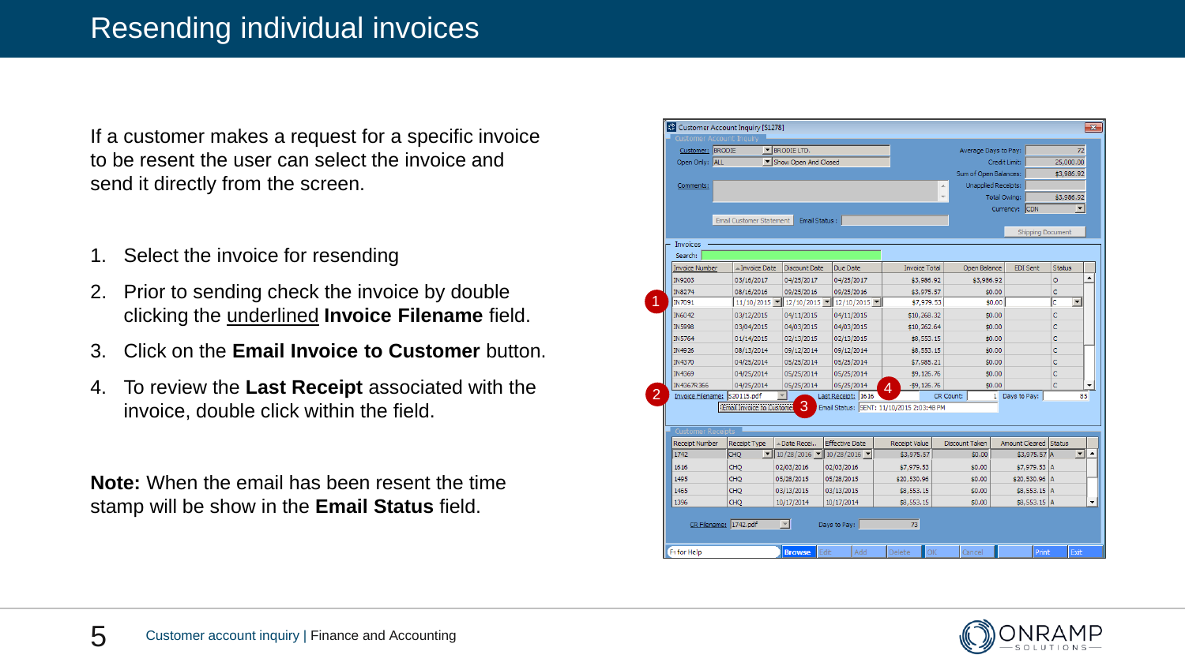# Resending individual invoices

If a customer makes a request for a specific invoice to be resent the user can select the invoice and send it directly from the screen.

1. Select the invoice for resending
2. Prior to sending check the invoice by double clicking the underlined **Invoice Filename** field.
3. Click on the **Email Invoice to Customer** button.
4. To review the **Last Receipt** associated with the invoice, double click within the field.

**Note:** When the email has been resent the time stamp will be show in the **Email Status** field.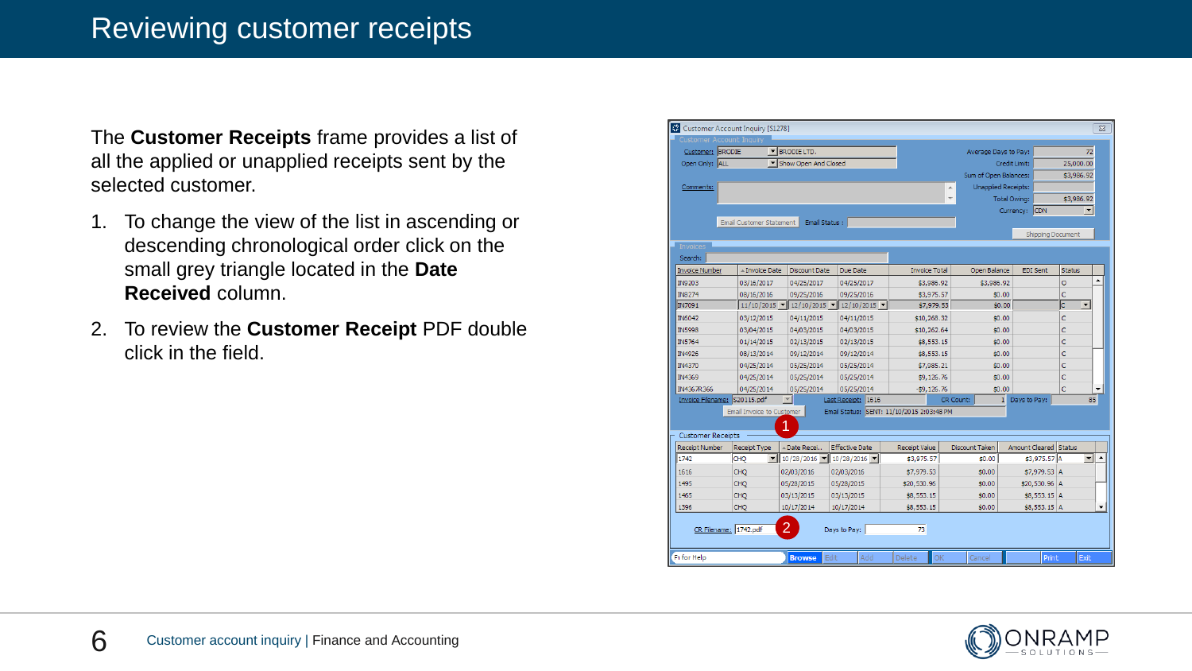# Reviewing customer receipts

The **Customer Receipts** frame provides a list of all the applied or unapplied receipts sent by the selected customer.

1. To change the view of the list in ascending or descending chronological order click on the small grey triangle located in the **Date Received** column.
2. To review the **Customer Receipt** PDF double click in the field.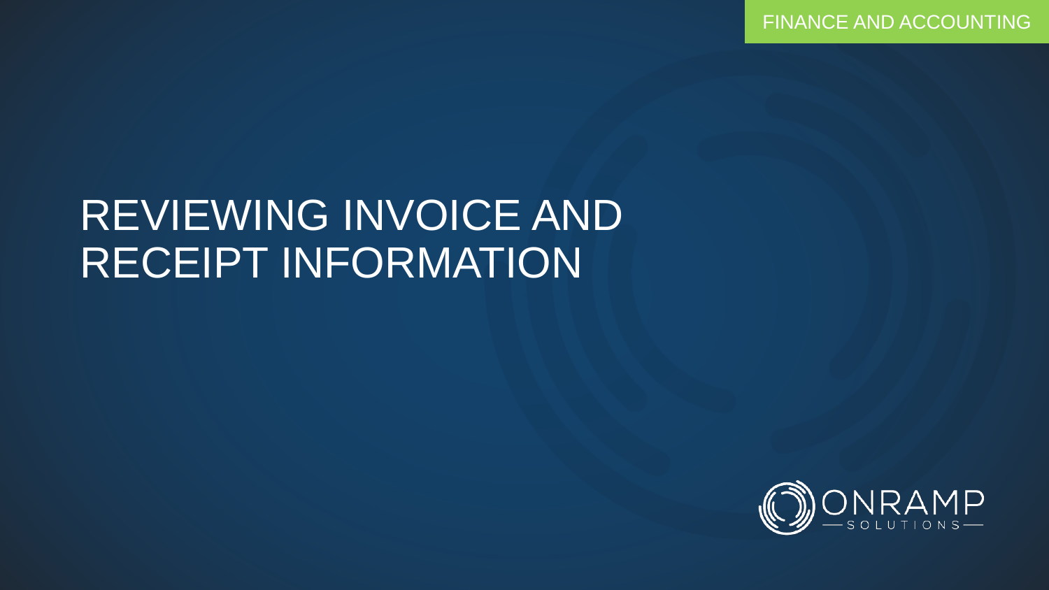FINANCE AND ACCOUNTING

# REVIEWING INVOICE AND RECEIPT INFORMATION

ONRAMP SOLUTIONS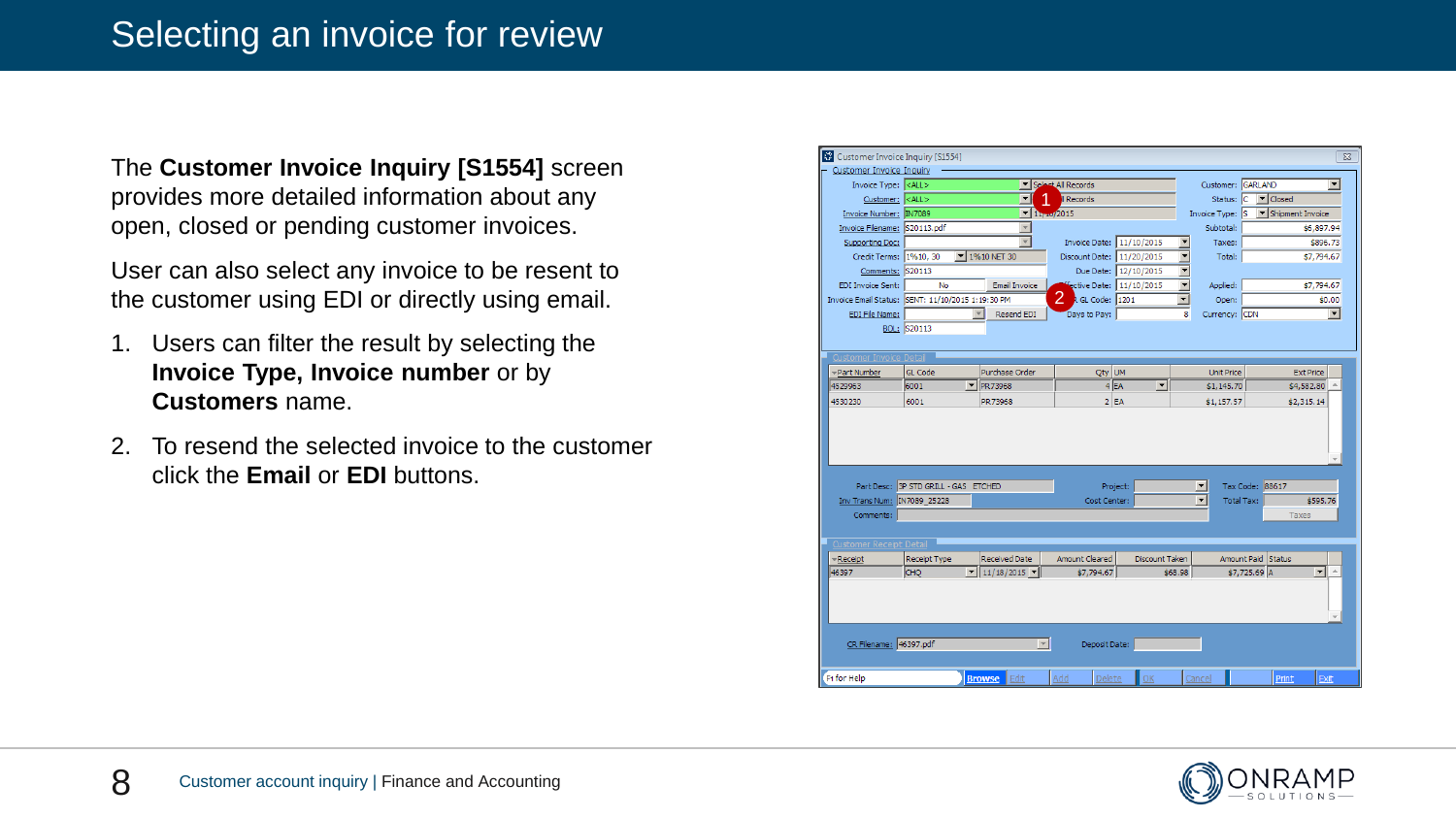# Selecting an invoice for review

The **Customer Invoice Inquiry [S1554]** screen provides more detailed information about any open, closed or pending customer invoices.

User can also select any invoice to be resent to the customer using EDI or directly using email.

1. Users can filter the result by selecting the **Invoice Type, Invoice number** or by **Customers** name.
2. To resend the selected invoice to the customer click the **Email** or **EDI** buttons.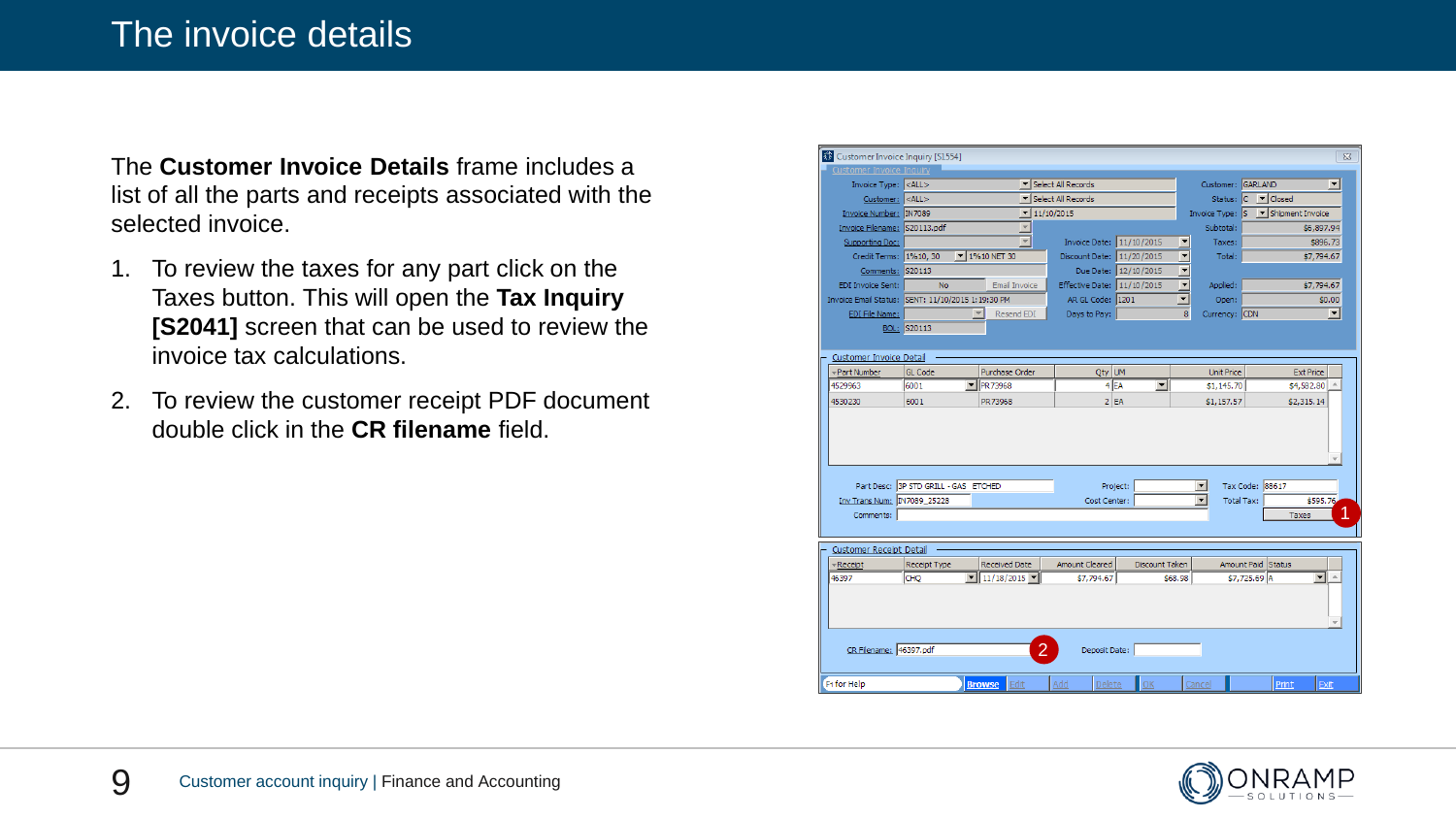# The invoice details

The **Customer Invoice Details** frame includes a list of all the parts and receipts associated with the selected invoice.

1. To review the taxes for any part click on the Taxes button. This will open the **Tax Inquiry [S2041]** screen that can be used to review the invoice tax calculations.
2. To review the customer receipt PDF document double click in the **CR filename** field.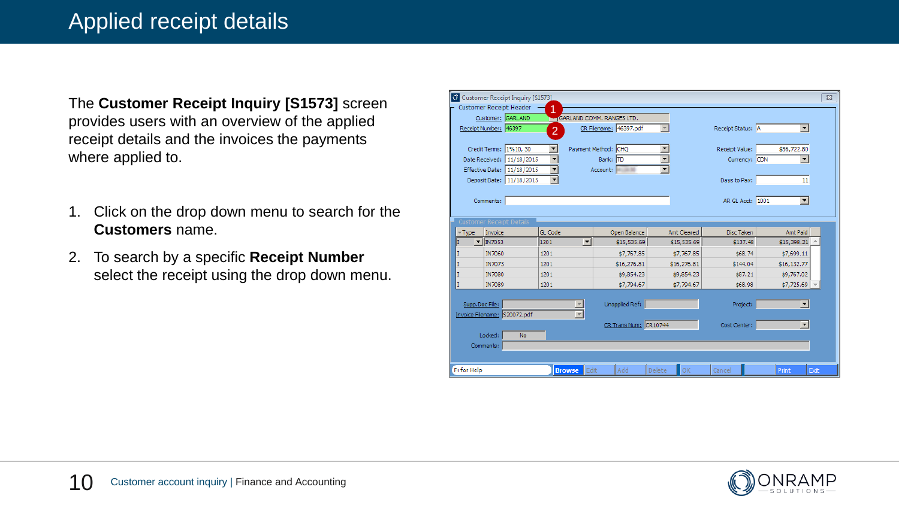# Applied receipt details

The **Customer Receipt Inquiry [S1573]** screen provides users with an overview of the applied receipt details and the invoices the payments where applied to.

1. Click on the drop down menu to search for the **Customers** name.
2. To search by a specific **Receipt Number** select the receipt using the drop down menu.